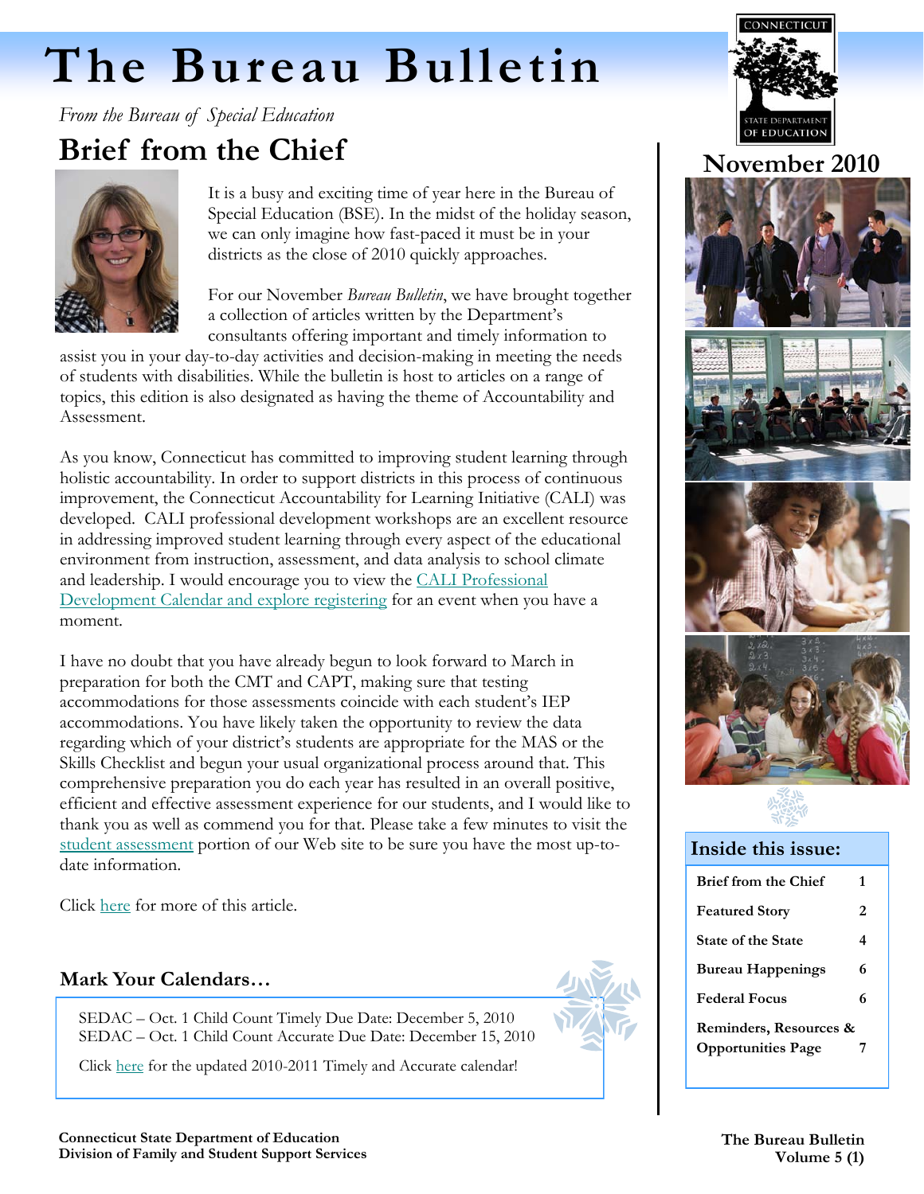# The Bureau Bulletin

*From the Bureau of Special Education*

**November 2010**

## Brief from the Chief

It is a busy and exciting time of year here in the Bureau of Special Education (BSE). In the midst of the holiday season, we can only imagine how fast-paced it must be in your districts as the close of 2010 quickly approaches.

For our November *Bureau Bulletin*, we have brought together a collection of articles written by the Department's consultants offering important and timely information to assist you in your day-to-day activities and decision-making in meeting the needs of students with disabilities. While the bulletin is host to articles on a range of topics, this edition is also designated as having the theme of Accountability and Assessment.

As you know, Connecticut has committed to improving student learning through holistic accountability. In order to support districts in this process of continuous improvement, the Connecticut Accountability for Learning Initiative (CALI) was developed. CALI professional development workshops are an excellent resource in addressing improved student learning through every aspect of the educational environment from instruction, assessment, and data analysis to school climate and leadership. I would encourage you to view the CALI Professional Development Calendar and explore registering for an event when you have a moment.

I have no doubt that you have already begun to look forward to March in preparation for both the CMT and CAPT, making sure that testing accommodations for those assessments coincide with each student's IEP accommodations. You have likely taken the opportunity to review the data regarding which of your district's students are appropriate for the MAS or the Skills Checklist and begun your usual organizational process around that. This comprehensive preparation you do each year has resulted in an overall positive, efficient and effective assessment experience for our students, and I would like to thank you as well as commend you for that. Please take a few minutes to visit the student assessment portion of our Web site to be sure you have the most up-to-date information.

Click here for more of this article.

### Mark Your Calendars…

SEDAC – Oct. 1 Child Count Timely Due Date: December 5, 2010
SEDAC – Oct. 1 Child Count Accurate Due Date: December 15, 2010

Click here for the updated 2010-2011 Timely and Accurate calendar!

### Inside this issue:

| | |
|---|---|
| Brief from the Chief | 1 |
| Featured Story | 2 |
| State of the State | 4 |
| Bureau Happenings | 6 |
| Federal Focus | 6 |
| Reminders, Resources & Opportunities Page | 7 |

**Connecticut State Department of Education**
**Division of Family and Student Support Services**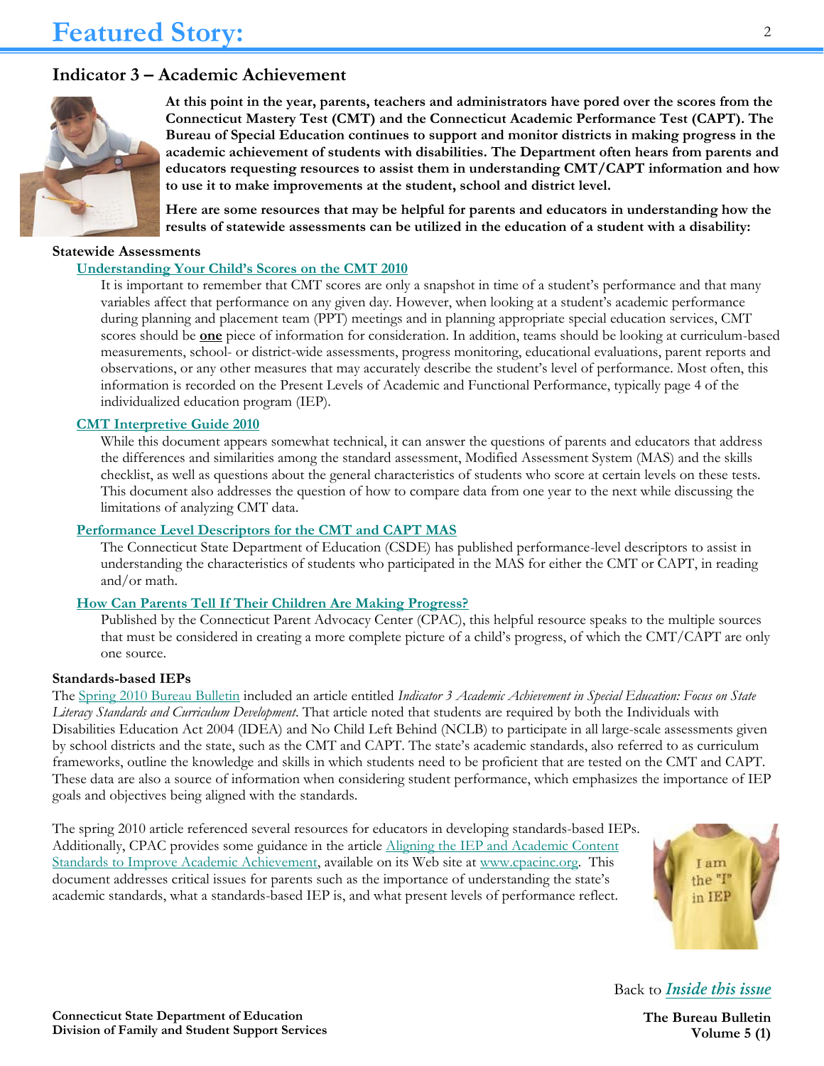# Featured Story:

## Indicator 3 – Academic Achievement

**At this point in the year, parents, teachers and administrators have pored over the scores from the Connecticut Mastery Test (CMT) and the Connecticut Academic Performance Test (CAPT). The Bureau of Special Education continues to support and monitor districts in making progress in the academic achievement of students with disabilities. The Department often hears from parents and educators requesting resources to assist them in understanding CMT/CAPT information and how to use it to make improvements at the student, school and district level.**

**Here are some resources that may be helpful for parents and educators in understanding how the results of statewide assessments can be utilized in the education of a student with a disability:**

### Statewide Assessments

**Understanding Your Child's Scores on the CMT 2010**

It is important to remember that CMT scores are only a snapshot in time of a student's performance and that many variables affect that performance on any given day. However, when looking at a student's academic performance during planning and placement team (PPT) meetings and in planning appropriate special education services, CMT scores should be **one** piece of information for consideration. In addition, teams should be looking at curriculum-based measurements, school- or district-wide assessments, progress monitoring, educational evaluations, parent reports and observations, or any other measures that may accurately describe the student's level of performance. Most often, this information is recorded on the Present Levels of Academic and Functional Performance, typically page 4 of the individualized education program (IEP).

**CMT Interpretive Guide 2010**

While this document appears somewhat technical, it can answer the questions of parents and educators that address the differences and similarities among the standard assessment, Modified Assessment System (MAS) and the skills checklist, as well as questions about the general characteristics of students who score at certain levels on these tests. This document also addresses the question of how to compare data from one year to the next while discussing the limitations of analyzing CMT data.

**Performance Level Descriptors for the CMT and CAPT MAS**

The Connecticut State Department of Education (CSDE) has published performance-level descriptors to assist in understanding the characteristics of students who participated in the MAS for either the CMT or CAPT, in reading and/or math.

**How Can Parents Tell If Their Children Are Making Progress?**

Published by the Connecticut Parent Advocacy Center (CPAC), this helpful resource speaks to the multiple sources that must be considered in creating a more complete picture of a child's progress, of which the CMT/CAPT are only one source.

### Standards-based IEPs

The Spring 2010 Bureau Bulletin included an article entitled *Indicator 3 Academic Achievement in Special Education: Focus on State Literacy Standards and Curriculum Development*. That article noted that students are required by both the Individuals with Disabilities Education Act 2004 (IDEA) and No Child Left Behind (NCLB) to participate in all large-scale assessments given by school districts and the state, such as the CMT and CAPT. The state's academic standards, also referred to as curriculum frameworks, outline the knowledge and skills in which students need to be proficient that are tested on the CMT and CAPT. These data are also a source of information when considering student performance, which emphasizes the importance of IEP goals and objectives being aligned with the standards.

The spring 2010 article referenced several resources for educators in developing standards-based IEPs. Additionally, CPAC provides some guidance in the article Aligning the IEP and Academic Content Standards to Improve Academic Achievement, available on its Web site at www.cpacinc.org. This document addresses critical issues for parents such as the importance of understanding the state's academic standards, what a standards-based IEP is, and what present levels of performance reflect.

Back to ***Inside this issue***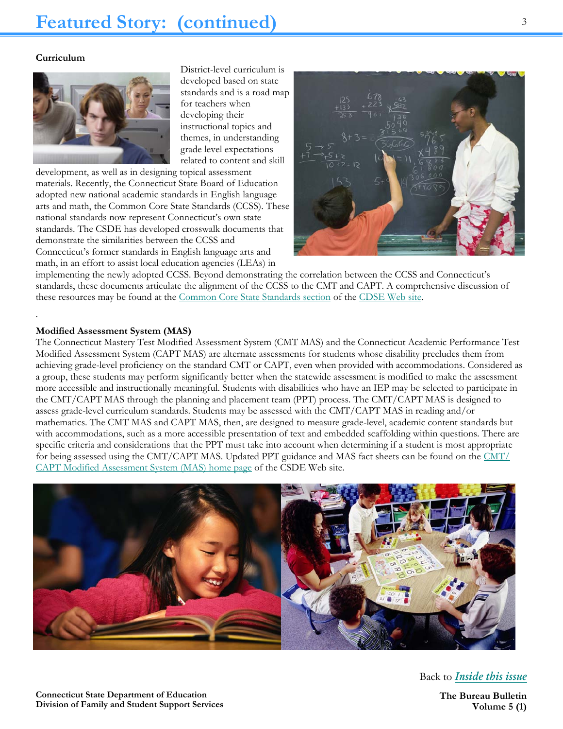# Featured Story: (continued)

**Curriculum**

District-level curriculum is developed based on state standards and is a road map for teachers when developing their instructional topics and themes, in understanding grade level expectations related to content and skill development, as well as in designing topical assessment materials. Recently, the Connecticut State Board of Education adopted new national academic standards in English language arts and math, the Common Core State Standards (CCSS). These national standards now represent Connecticut's own state standards. The CSDE has developed crosswalk documents that demonstrate the similarities between the CCSS and Connecticut's former standards in English language arts and math, in an effort to assist local education agencies (LEAs) in implementing the newly adopted CCSS. Beyond demonstrating the correlation between the CCSS and Connecticut's standards, these documents articulate the alignment of the CCSS to the CMT and CAPT. A comprehensive discussion of these resources may be found at the Common Core State Standards section of the CDSE Web site.

.

**Modified Assessment System (MAS)**

The Connecticut Mastery Test Modified Assessment System (CMT MAS) and the Connecticut Academic Performance Test Modified Assessment System (CAPT MAS) are alternate assessments for students whose disability precludes them from achieving grade-level proficiency on the standard CMT or CAPT, even when provided with accommodations. Considered as a group, these students may perform significantly better when the statewide assessment is modified to make the assessment more accessible and instructionally meaningful. Students with disabilities who have an IEP may be selected to participate in the CMT/CAPT MAS through the planning and placement team (PPT) process. The CMT/CAPT MAS is designed to assess grade-level curriculum standards. Students may be assessed with the CMT/CAPT MAS in reading and/or mathematics. The CMT MAS and CAPT MAS, then, are designed to measure grade-level, academic content standards but with accommodations, such as a more accessible presentation of text and embedded scaffolding within questions. There are specific criteria and considerations that the PPT must take into account when determining if a student is most appropriate for being assessed using the CMT/CAPT MAS. Updated PPT guidance and MAS fact sheets can be found on the CMT/CAPT Modified Assessment System (MAS) home page of the CSDE Web site.

Back to *Inside this issue*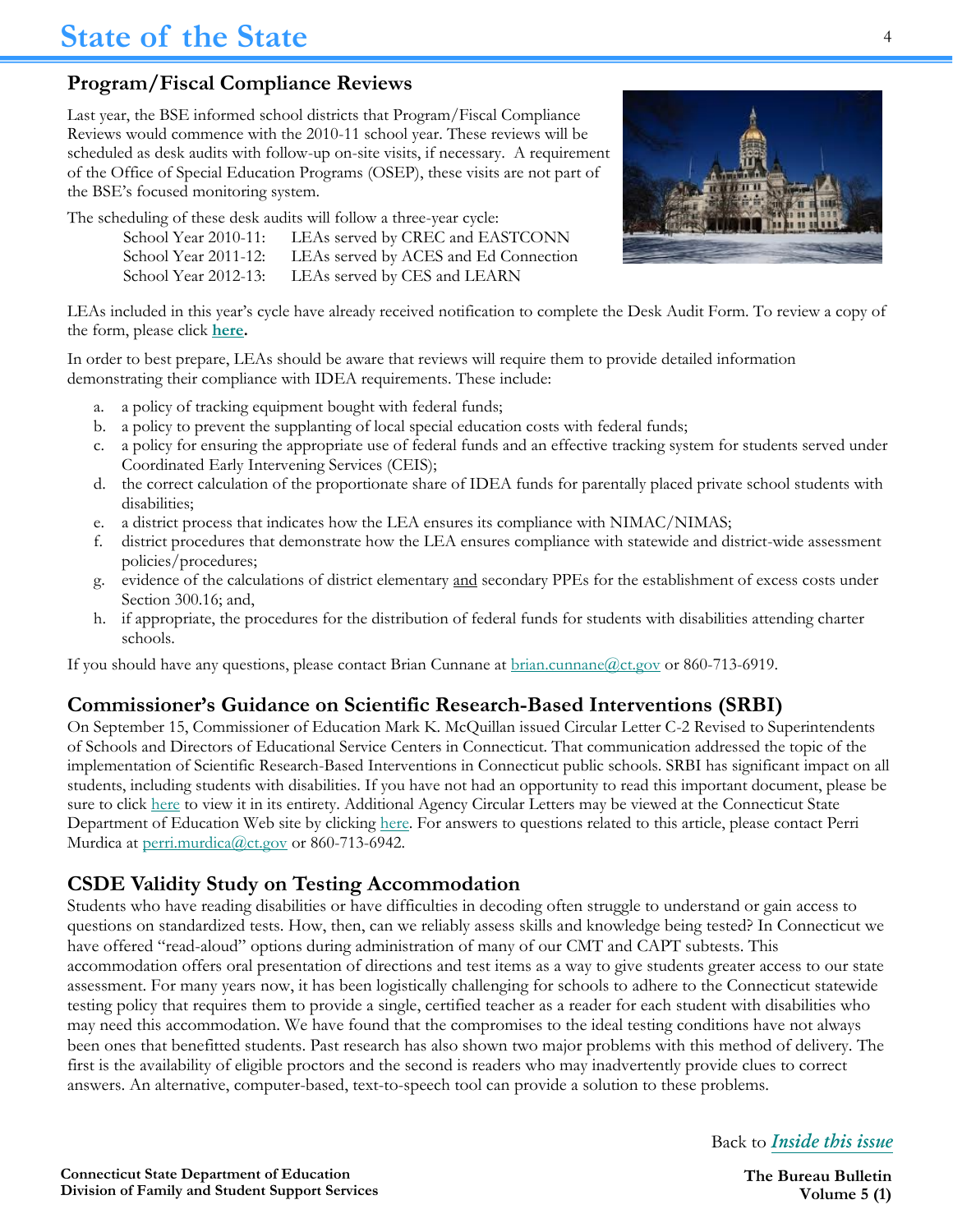# State of the State

## Program/Fiscal Compliance Reviews

Last year, the BSE informed school districts that Program/Fiscal Compliance Reviews would commence with the 2010-11 school year. These reviews will be scheduled as desk audits with follow-up on-site visits, if necessary. A requirement of the Office of Special Education Programs (OSEP), these visits are not part of the BSE's focused monitoring system.

The scheduling of these desk audits will follow a three-year cycle:

School Year 2010-11: LEAs served by CREC and EASTCONN
School Year 2011-12: LEAs served by ACES and Ed Connection
School Year 2012-13: LEAs served by CES and LEARN

LEAs included in this year's cycle have already received notification to complete the Desk Audit Form. To review a copy of the form, please click **here.**

In order to best prepare, LEAs should be aware that reviews will require them to provide detailed information demonstrating their compliance with IDEA requirements. These include:

a. a policy of tracking equipment bought with federal funds;
b. a policy to prevent the supplanting of local special education costs with federal funds;
c. a policy for ensuring the appropriate use of federal funds and an effective tracking system for students served under Coordinated Early Intervening Services (CEIS);
d. the correct calculation of the proportionate share of IDEA funds for parentally placed private school students with disabilities;
e. a district process that indicates how the LEA ensures its compliance with NIMAC/NIMAS;
f. district procedures that demonstrate how the LEA ensures compliance with statewide and district-wide assessment policies/procedures;
g. evidence of the calculations of district elementary and secondary PPEs for the establishment of excess costs under Section 300.16; and,
h. if appropriate, the procedures for the distribution of federal funds for students with disabilities attending charter schools.

If you should have any questions, please contact Brian Cunnane at brian.cunnane@ct.gov or 860-713-6919.

## Commissioner's Guidance on Scientific Research-Based Interventions (SRBI)

On September 15, Commissioner of Education Mark K. McQuillan issued Circular Letter C-2 Revised to Superintendents of Schools and Directors of Educational Service Centers in Connecticut. That communication addressed the topic of the implementation of Scientific Research-Based Interventions in Connecticut public schools. SRBI has significant impact on all students, including students with disabilities. If you have not had an opportunity to read this important document, please be sure to click here to view it in its entirety. Additional Agency Circular Letters may be viewed at the Connecticut State Department of Education Web site by clicking here. For answers to questions related to this article, please contact Perri Murdica at perri.murdica@ct.gov or 860-713-6942.

## CSDE Validity Study on Testing Accommodation

Students who have reading disabilities or have difficulties in decoding often struggle to understand or gain access to questions on standardized tests. How, then, can we reliably assess skills and knowledge being tested? In Connecticut we have offered "read-aloud" options during administration of many of our CMT and CAPT subtests. This accommodation offers oral presentation of directions and test items as a way to give students greater access to our state assessment. For many years now, it has been logistically challenging for schools to adhere to the Connecticut statewide testing policy that requires them to provide a single, certified teacher as a reader for each student with disabilities who may need this accommodation. We have found that the compromises to the ideal testing conditions have not always been ones that benefitted students. Past research has also shown two major problems with this method of delivery. The first is the availability of eligible proctors and the second is readers who may inadvertently provide clues to correct answers. An alternative, computer-based, text-to-speech tool can provide a solution to these problems.

Back to *Inside this issue*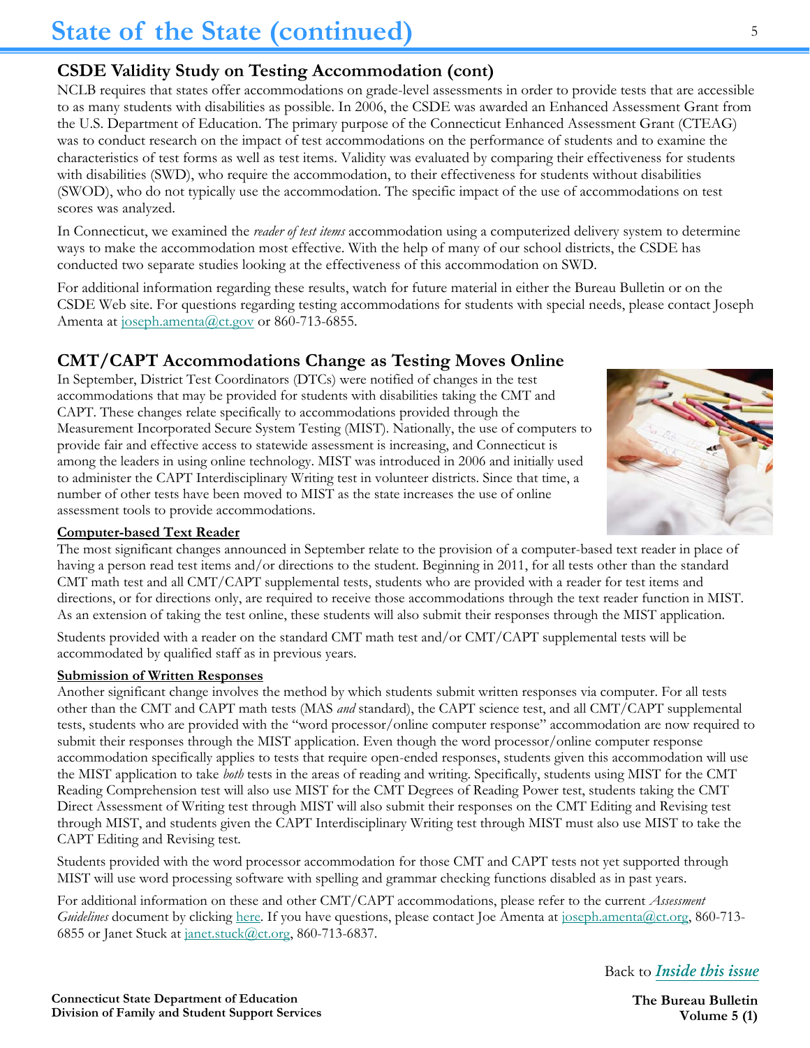# State of the State (continued)

## CSDE Validity Study on Testing Accommodation (cont)

NCLB requires that states offer accommodations on grade-level assessments in order to provide tests that are accessible to as many students with disabilities as possible. In 2006, the CSDE was awarded an Enhanced Assessment Grant from the U.S. Department of Education. The primary purpose of the Connecticut Enhanced Assessment Grant (CTEAG) was to conduct research on the impact of test accommodations on the performance of students and to examine the characteristics of test forms as well as test items. Validity was evaluated by comparing their effectiveness for students with disabilities (SWD), who require the accommodation, to their effectiveness for students without disabilities (SWOD), who do not typically use the accommodation. The specific impact of the use of accommodations on test scores was analyzed.

In Connecticut, we examined the *reader of test items* accommodation using a computerized delivery system to determine ways to make the accommodation most effective. With the help of many of our school districts, the CSDE has conducted two separate studies looking at the effectiveness of this accommodation on SWD.

For additional information regarding these results, watch for future material in either the Bureau Bulletin or on the CSDE Web site. For questions regarding testing accommodations for students with special needs, please contact Joseph Amenta at joseph.amenta@ct.gov or 860-713-6855.

## CMT/CAPT Accommodations Change as Testing Moves Online

In September, District Test Coordinators (DTCs) were notified of changes in the test accommodations that may be provided for students with disabilities taking the CMT and CAPT. These changes relate specifically to accommodations provided through the Measurement Incorporated Secure System Testing (MIST). Nationally, the use of computers to provide fair and effective access to statewide assessment is increasing, and Connecticut is among the leaders in using online technology. MIST was introduced in 2006 and initially used to administer the CAPT Interdisciplinary Writing test in volunteer districts. Since that time, a number of other tests have been moved to MIST as the state increases the use of online assessment tools to provide accommodations.

**Computer-based Text Reader**

The most significant changes announced in September relate to the provision of a computer-based text reader in place of having a person read test items and/or directions to the student. Beginning in 2011, for all tests other than the standard CMT math test and all CMT/CAPT supplemental tests, students who are provided with a reader for test items and directions, or for directions only, are required to receive those accommodations through the text reader function in MIST. As an extension of taking the test online, these students will also submit their responses through the MIST application.

Students provided with a reader on the standard CMT math test and/or CMT/CAPT supplemental tests will be accommodated by qualified staff as in previous years.

**Submission of Written Responses**

Another significant change involves the method by which students submit written responses via computer. For all tests other than the CMT and CAPT math tests (MAS *and* standard), the CAPT science test, and all CMT/CAPT supplemental tests, students who are provided with the "word processor/online computer response" accommodation are now required to submit their responses through the MIST application. Even though the word processor/online computer response accommodation specifically applies to tests that require open-ended responses, students given this accommodation will use the MIST application to take *both* tests in the areas of reading and writing. Specifically, students using MIST for the CMT Reading Comprehension test will also use MIST for the CMT Degrees of Reading Power test, students taking the CMT Direct Assessment of Writing test through MIST will also submit their responses on the CMT Editing and Revising test through MIST, and students given the CAPT Interdisciplinary Writing test through MIST must also use MIST to take the CAPT Editing and Revising test.

Students provided with the word processor accommodation for those CMT and CAPT tests not yet supported through MIST will use word processing software with spelling and grammar checking functions disabled as in past years.

For additional information on these and other CMT/CAPT accommodations, please refer to the current *Assessment Guidelines* document by clicking here. If you have questions, please contact Joe Amenta at joseph.amenta@ct.org, 860-713-6855 or Janet Stuck at janet.stuck@ct.org, 860-713-6837.

Back to ***Inside this issue***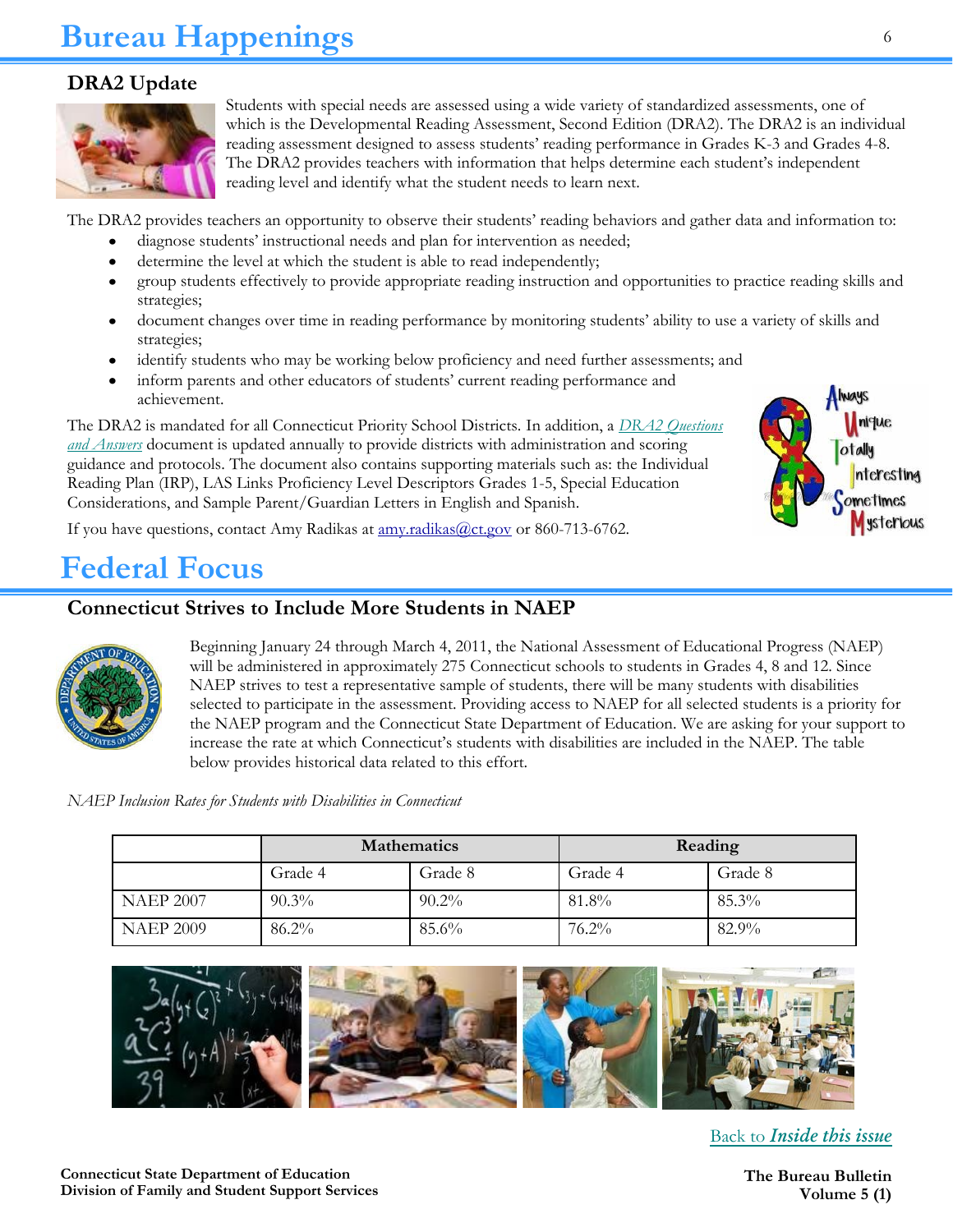# Bureau Happenings

## DRA2 Update

Students with special needs are assessed using a wide variety of standardized assessments, one of which is the Developmental Reading Assessment, Second Edition (DRA2). The DRA2 is an individual reading assessment designed to assess students' reading performance in Grades K-3 and Grades 4-8. The DRA2 provides teachers with information that helps determine each student's independent reading level and identify what the student needs to learn next.

The DRA2 provides teachers an opportunity to observe their students' reading behaviors and gather data and information to:

- diagnose students' instructional needs and plan for intervention as needed;
- determine the level at which the student is able to read independently;
- group students effectively to provide appropriate reading instruction and opportunities to practice reading skills and strategies;
- document changes over time in reading performance by monitoring students' ability to use a variety of skills and strategies;
- identify students who may be working below proficiency and need further assessments; and
- inform parents and other educators of students' current reading performance and achievement.

The DRA2 is mandated for all Connecticut Priority School Districts. In addition, a *DRA2 Questions and Answers* document is updated annually to provide districts with administration and scoring guidance and protocols. The document also contains supporting materials such as: the Individual Reading Plan (IRP), LAS Links Proficiency Level Descriptors Grades 1-5, Special Education Considerations, and Sample Parent/Guardian Letters in English and Spanish.

If you have questions, contact Amy Radikas at amy.radikas@ct.gov or 860-713-6762.

# Federal Focus

## Connecticut Strives to Include More Students in NAEP

Beginning January 24 through March 4, 2011, the National Assessment of Educational Progress (NAEP) will be administered in approximately 275 Connecticut schools to students in Grades 4, 8 and 12. Since NAEP strives to test a representative sample of students, there will be many students with disabilities selected to participate in the assessment. Providing access to NAEP for all selected students is a priority for the NAEP program and the Connecticut State Department of Education. We are asking for your support to increase the rate at which Connecticut's students with disabilities are included in the NAEP. The table below provides historical data related to this effort.

*NAEP Inclusion Rates for Students with Disabilities in Connecticut*

| | Mathematics | | Reading | |
|---|---|---|---|---|
| | Grade 4 | Grade 8 | Grade 4 | Grade 8 |
| NAEP 2007 | 90.3% | 90.2% | 81.8% | 85.3% |
| NAEP 2009 | 86.2% | 85.6% | 76.2% | 82.9% |

Back to ***Inside this issue***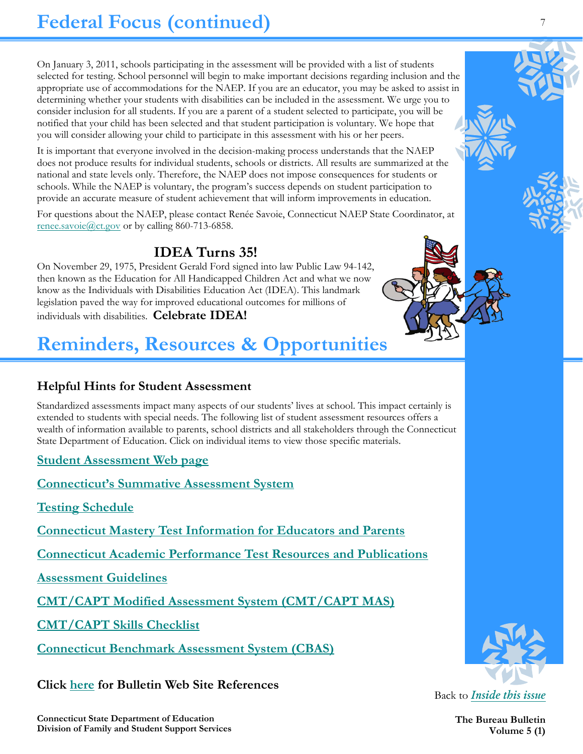# Federal Focus (continued)

On January 3, 2011, schools participating in the assessment will be provided with a list of students selected for testing. School personnel will begin to make important decisions regarding inclusion and the appropriate use of accommodations for the NAEP. If you are an educator, you may be asked to assist in determining whether your students with disabilities can be included in the assessment. We urge you to consider inclusion for all students. If you are a parent of a student selected to participate, you will be notified that your child has been selected and that student participation is voluntary. We hope that you will consider allowing your child to participate in this assessment with his or her peers.

It is important that everyone involved in the decision-making process understands that the NAEP does not produce results for individual students, schools or districts. All results are summarized at the national and state levels only. Therefore, the NAEP does not impose consequences for students or schools. While the NAEP is voluntary, the program's success depends on student participation to provide an accurate measure of student achievement that will inform improvements in education.

For questions about the NAEP, please contact Renée Savoie, Connecticut NAEP State Coordinator, at renee.savoie@ct.gov or by calling 860-713-6858.

### IDEA Turns 35!

On November 29, 1975, President Gerald Ford signed into law Public Law 94-142, then known as the Education for All Handicapped Children Act and what we now know as the Individuals with Disabilities Education Act (IDEA). This landmark legislation paved the way for improved educational outcomes for millions of individuals with disabilities. **Celebrate IDEA!**

# Reminders, Resources & Opportunities

### Helpful Hints for Student Assessment

Standardized assessments impact many aspects of our students' lives at school. This impact certainly is extended to students with special needs. The following list of student assessment resources offers a wealth of information available to parents, school districts and all stakeholders through the Connecticut State Department of Education. Click on individual items to view those specific materials.

**Student Assessment Web page**

**Connecticut's Summative Assessment System**

**Testing Schedule**

**Connecticut Mastery Test Information for Educators and Parents**

**Connecticut Academic Performance Test Resources and Publications**

**Assessment Guidelines**

**CMT/CAPT Modified Assessment System (CMT/CAPT MAS)**

**CMT/CAPT Skills Checklist**

**Connecticut Benchmark Assessment System (CBAS)**

**Click here for Bulletin Web Site References**

Back to *Inside this issue*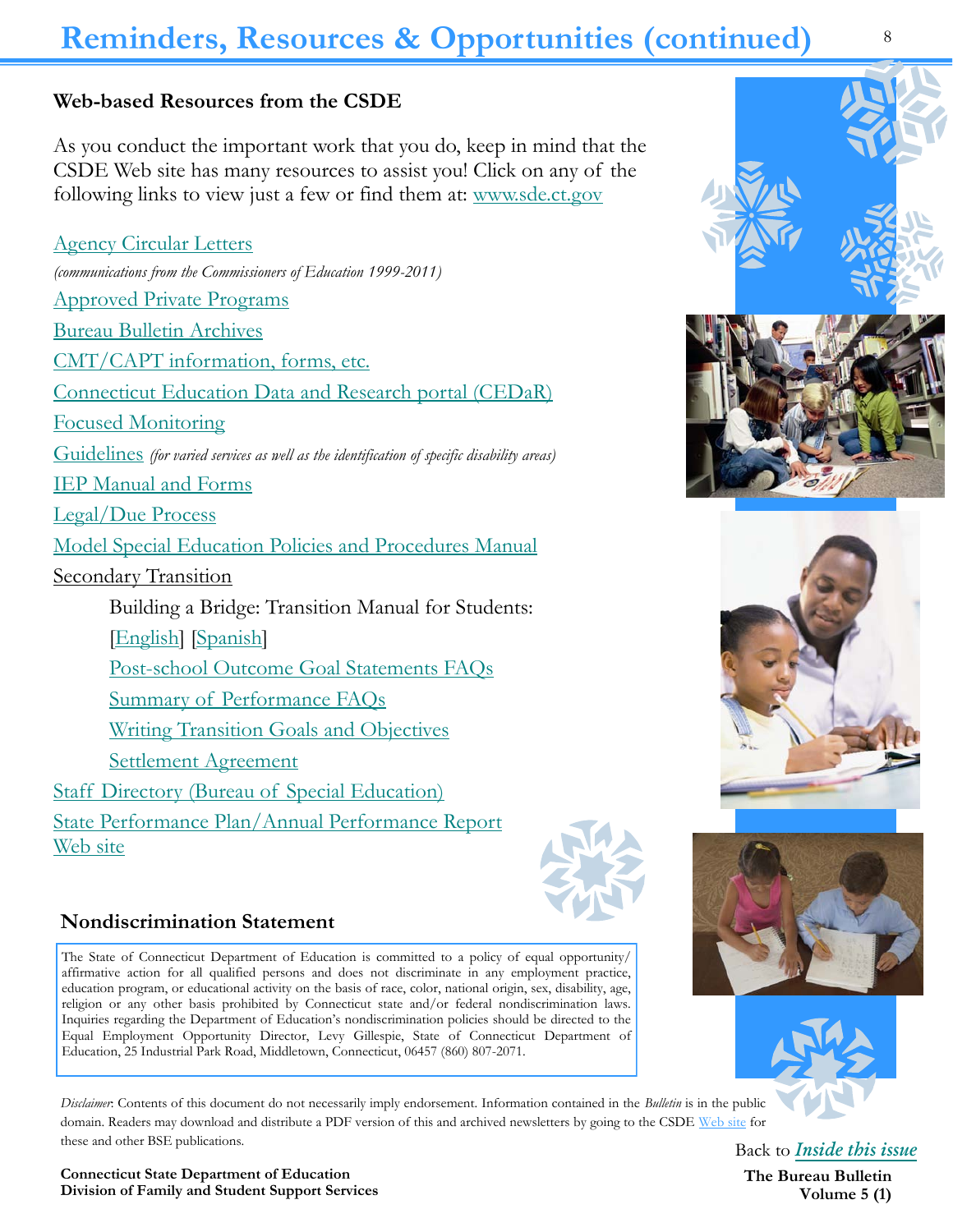# Reminders, Resources & Opportunities (continued)

### Web-based Resources from the CSDE

As you conduct the important work that you do, keep in mind that the CSDE Web site has many resources to assist you! Click on any of the following links to view just a few or find them at: www.sde.ct.gov

- Agency Circular Letters
  *(communications from the Commissioners of Education 1999-2011)*
- Approved Private Programs
- Bureau Bulletin Archives
- CMT/CAPT information, forms, etc.
- Connecticut Education Data and Research portal (CEDaR)
- Focused Monitoring
- Guidelines *(for varied services as well as the identification of specific disability areas)*
- IEP Manual and Forms
- Legal/Due Process
- Model Special Education Policies and Procedures Manual
- Secondary Transition
  - Building a Bridge: Transition Manual for Students: [English] [Spanish]
  - Post-school Outcome Goal Statements FAQs
  - Summary of Performance FAQs
  - Writing Transition Goals and Objectives
  - Settlement Agreement
- Staff Directory (Bureau of Special Education)
- State Performance Plan/Annual Performance Report Web site

### Nondiscrimination Statement

The State of Connecticut Department of Education is committed to a policy of equal opportunity/affirmative action for all qualified persons and does not discriminate in any employment practice, education program, or educational activity on the basis of race, color, national origin, sex, disability, age, religion or any other basis prohibited by Connecticut state and/or federal nondiscrimination laws. Inquiries regarding the Department of Education's nondiscrimination policies should be directed to the Equal Employment Opportunity Director, Levy Gillespie, State of Connecticut Department of Education, 25 Industrial Park Road, Middletown, Connecticut, 06457 (860) 807-2071.

*Disclaimer*: Contents of this document do not necessarily imply endorsement. Information contained in the *Bulletin* is in the public domain. Readers may download and distribute a PDF version of this and archived newsletters by going to the CSDE Web site for these and other BSE publications.

Back to *Inside this issue*

**Connecticut State Department of Education**
**Division of Family and Student Support Services**

**The Bureau Bulletin**
**Volume 5 (1)**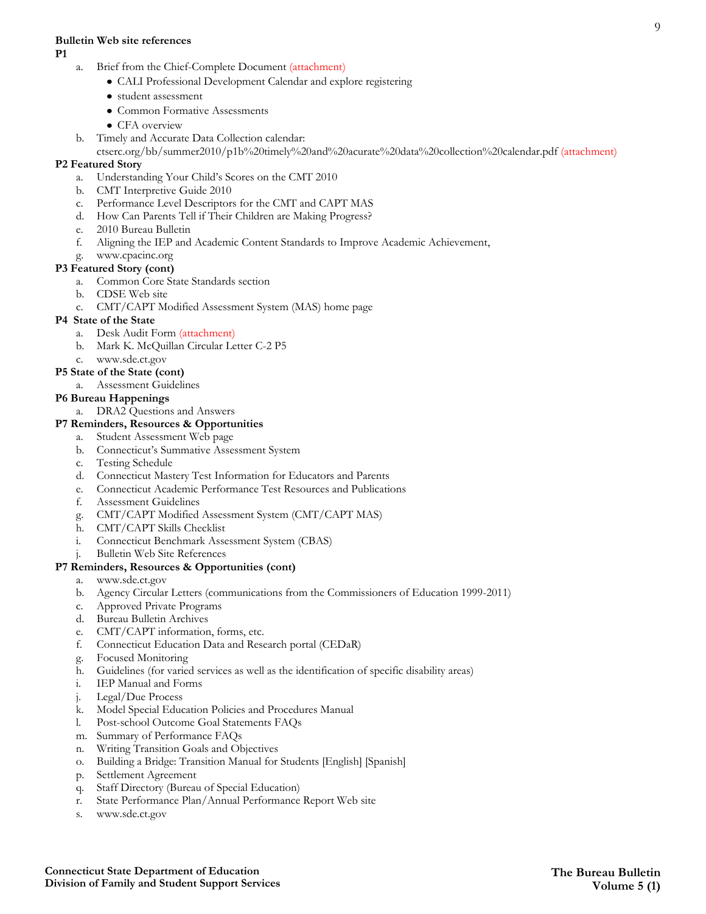**Bulletin Web site references**

**P1**

a. Brief from the Chief-Complete Document (attachment)
   - CALI Professional Development Calendar and explore registering
   - student assessment
   - Common Formative Assessments
   - CFA overview

b. Timely and Accurate Data Collection calendar: ctserc.org/bb/summer2010/p1b%20timely%20and%20acurate%20data%20collection%20calendar.pdf (attachment)

**P2 Featured Story**

a. Understanding Your Child's Scores on the CMT 2010
b. CMT Interpretive Guide 2010
c. Performance Level Descriptors for the CMT and CAPT MAS
d. How Can Parents Tell if Their Children are Making Progress?
e. 2010 Bureau Bulletin
f. Aligning the IEP and Academic Content Standards to Improve Academic Achievement,
g. www.cpacinc.org

**P3 Featured Story (cont)**

a. Common Core State Standards section
b. CDSE Web site
c. CMT/CAPT Modified Assessment System (MAS) home page

**P4 State of the State**

a. Desk Audit Form (attachment)
b. Mark K. McQuillan Circular Letter C-2 P5
c. www.sde.ct.gov

**P5 State of the State (cont)**

a. Assessment Guidelines

**P6 Bureau Happenings**

a. DRA2 Questions and Answers

**P7 Reminders, Resources & Opportunities**

a. Student Assessment Web page
b. Connecticut's Summative Assessment System
c. Testing Schedule
d. Connecticut Mastery Test Information for Educators and Parents
e. Connecticut Academic Performance Test Resources and Publications
f. Assessment Guidelines
g. CMT/CAPT Modified Assessment System (CMT/CAPT MAS)
h. CMT/CAPT Skills Checklist
i. Connecticut Benchmark Assessment System (CBAS)
j. Bulletin Web Site References

**P7 Reminders, Resources & Opportunities (cont)**

a. www.sde.ct.gov
b. Agency Circular Letters (communications from the Commissioners of Education 1999-2011)
c. Approved Private Programs
d. Bureau Bulletin Archives
e. CMT/CAPT information, forms, etc.
f. Connecticut Education Data and Research portal (CEDaR)
g. Focused Monitoring
h. Guidelines (for varied services as well as the identification of specific disability areas)
i. IEP Manual and Forms
j. Legal/Due Process
k. Model Special Education Policies and Procedures Manual
l. Post-school Outcome Goal Statements FAQs
m. Summary of Performance FAQs
n. Writing Transition Goals and Objectives
o. Building a Bridge: Transition Manual for Students [English] [Spanish]
p. Settlement Agreement
q. Staff Directory (Bureau of Special Education)
r. State Performance Plan/Annual Performance Report Web site
s. www.sde.ct.gov